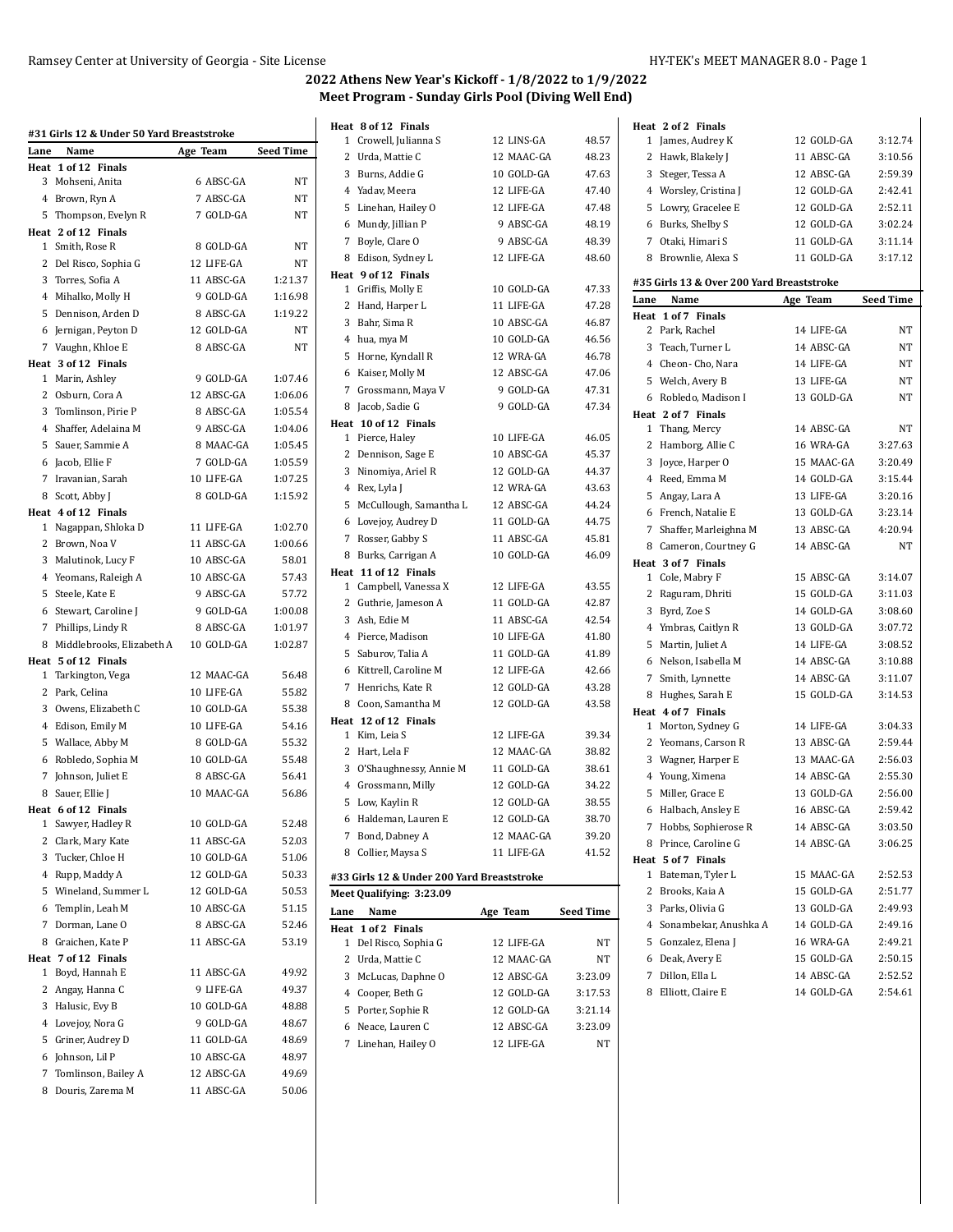## 2022 Athens New Year's Kickoff - 1/8/2022 to 1/9/2022

### Meet Program - Sunday Girls Pool (Diving Well End)

#### #31 Girls 12 & Under 50 Yard Breaststroke

| Lane | Name | Age | Team | Seed Time |
|---|---|---|---|---|
| **Heat 1 of 12 Finals** | | | | |
| 3 | Mohseni, Anita | 6 | ABSC-GA | NT |
| 4 | Brown, Ryn A | 7 | ABSC-GA | NT |
| 5 | Thompson, Evelyn R | 7 | GOLD-GA | NT |
| **Heat 2 of 12 Finals** | | | | |
| 1 | Smith, Rose R | 8 | GOLD-GA | NT |
| 2 | Del Risco, Sophia G | 12 | LIFE-GA | NT |
| 3 | Torres, Sofia A | 11 | ABSC-GA | 1:21.37 |
| 4 | Mihalko, Molly H | 9 | GOLD-GA | 1:16.98 |
| 5 | Dennison, Arden D | 8 | ABSC-GA | 1:19.22 |
| 6 | Jernigan, Peyton D | 12 | GOLD-GA | NT |
| 7 | Vaughn, Khloe E | 8 | ABSC-GA | NT |
| **Heat 3 of 12 Finals** | | | | |
| 1 | Marin, Ashley | 9 | GOLD-GA | 1:07.46 |
| 2 | Osburn, Cora A | 12 | ABSC-GA | 1:06.06 |
| 3 | Tomlinson, Pirie P | 8 | ABSC-GA | 1:05.54 |
| 4 | Shaffer, Adelaina M | 9 | ABSC-GA | 1:04.06 |
| 5 | Sauer, Sammie A | 8 | MAAC-GA | 1:05.45 |
| 6 | Jacob, Ellie F | 7 | GOLD-GA | 1:05.59 |
| 7 | Iravanian, Sarah | 10 | LIFE-GA | 1:07.25 |
| 8 | Scott, Abby J | 8 | GOLD-GA | 1:15.92 |
| **Heat 4 of 12 Finals** | | | | |
| 1 | Nagappan, Shloka D | 11 | LIFE-GA | 1:02.70 |
| 2 | Brown, Noa V | 11 | ABSC-GA | 1:00.66 |
| 3 | Malutinok, Lucy F | 10 | ABSC-GA | 58.01 |
| 4 | Yeomans, Raleigh A | 10 | ABSC-GA | 57.43 |
| 5 | Steele, Kate E | 9 | ABSC-GA | 57.72 |
| 6 | Stewart, Caroline J | 9 | GOLD-GA | 1:00.08 |
| 7 | Phillips, Lindy R | 8 | ABSC-GA | 1:01.97 |
| 8 | Middlebrooks, Elizabeth A | 10 | GOLD-GA | 1:02.87 |
| **Heat 5 of 12 Finals** | | | | |
| 1 | Tarkington, Vega | 12 | MAAC-GA | 56.48 |
| 2 | Park, Celina | 10 | LIFE-GA | 55.82 |
| 3 | Owens, Elizabeth C | 10 | GOLD-GA | 55.38 |
| 4 | Edison, Emily M | 10 | LIFE-GA | 54.16 |
| 5 | Wallace, Abby M | 8 | GOLD-GA | 55.32 |
| 6 | Robledo, Sophia M | 10 | GOLD-GA | 55.48 |
| 7 | Johnson, Juliet E | 8 | ABSC-GA | 56.41 |
| 8 | Sauer, Ellie J | 10 | MAAC-GA | 56.86 |
| **Heat 6 of 12 Finals** | | | | |
| 1 | Sawyer, Hadley R | 10 | GOLD-GA | 52.48 |
| 2 | Clark, Mary Kate | 11 | ABSC-GA | 52.03 |
| 3 | Tucker, Chloe H | 10 | GOLD-GA | 51.06 |
| 4 | Rupp, Maddy A | 12 | GOLD-GA | 50.33 |
| 5 | Wineland, Summer L | 12 | GOLD-GA | 50.53 |
| 6 | Templin, Leah M | 10 | ABSC-GA | 51.15 |
| 7 | Dorman, Lane O | 8 | ABSC-GA | 52.46 |
| 8 | Graichen, Kate P | 11 | ABSC-GA | 53.19 |
| **Heat 7 of 12 Finals** | | | | |
| 1 | Boyd, Hannah E | 11 | ABSC-GA | 49.92 |
| 2 | Angay, Hanna C | 9 | LIFE-GA | 49.37 |
| 3 | Halusic, Evy B | 10 | GOLD-GA | 48.88 |
| 4 | Lovejoy, Nora G | 9 | GOLD-GA | 48.67 |
| 5 | Griner, Audrey D | 11 | GOLD-GA | 48.69 |
| 6 | Johnson, Lil P | 10 | ABSC-GA | 48.97 |
| 7 | Tomlinson, Bailey A | 12 | ABSC-GA | 49.69 |
| 8 | Douris, Zarema M | 11 | ABSC-GA | 50.06 |
| **Heat 8 of 12 Finals** | | | | |
| 1 | Crowell, Julianna S | 12 | LINS-GA | 48.57 |
| 2 | Urda, Mattie C | 12 | MAAC-GA | 48.23 |
| 3 | Burns, Addie G | 10 | GOLD-GA | 47.63 |
| 4 | Yadav, Meera | 12 | LIFE-GA | 47.40 |
| 5 | Linehan, Hailey O | 12 | LIFE-GA | 47.48 |
| 6 | Mundy, Jillian P | 9 | ABSC-GA | 48.19 |
| 7 | Boyle, Clare O | 9 | ABSC-GA | 48.39 |
| 8 | Edison, Sydney L | 12 | LIFE-GA | 48.60 |
| **Heat 9 of 12 Finals** | | | | |
| 1 | Griffis, Molly E | 10 | GOLD-GA | 47.33 |
| 2 | Hand, Harper L | 11 | LIFE-GA | 47.28 |
| 3 | Bahr, Sima R | 10 | ABSC-GA | 46.87 |
| 4 | hua, mya M | 10 | GOLD-GA | 46.56 |
| 5 | Horne, Kyndall R | 12 | WRA-GA | 46.78 |
| 6 | Kaiser, Molly M | 12 | ABSC-GA | 47.06 |
| 7 | Grossmann, Maya V | 9 | GOLD-GA | 47.31 |
| 8 | Jacob, Sadie G | 9 | GOLD-GA | 47.34 |
| **Heat 10 of 12 Finals** | | | | |
| 1 | Pierce, Haley | 10 | LIFE-GA | 46.05 |
| 2 | Dennison, Sage E | 10 | ABSC-GA | 45.37 |
| 3 | Ninomiya, Ariel R | 12 | GOLD-GA | 44.37 |
| 4 | Rex, Lyla J | 12 | WRA-GA | 43.63 |
| 5 | McCullough, Samantha L | 12 | ABSC-GA | 44.24 |
| 6 | Lovejoy, Audrey D | 11 | GOLD-GA | 44.75 |
| 7 | Rosser, Gabby S | 11 | ABSC-GA | 45.81 |
| 8 | Burks, Carrigan A | 10 | GOLD-GA | 46.09 |
| **Heat 11 of 12 Finals** | | | | |
| 1 | Campbell, Vanessa X | 12 | LIFE-GA | 43.55 |
| 2 | Guthrie, Jameson A | 11 | GOLD-GA | 42.87 |
| 3 | Ash, Edie M | 11 | ABSC-GA | 42.54 |
| 4 | Pierce, Madison | 10 | LIFE-GA | 41.80 |
| 5 | Saburov, Talia A | 11 | GOLD-GA | 41.89 |
| 6 | Kittrell, Caroline M | 12 | LIFE-GA | 42.66 |
| 7 | Henrichs, Kate R | 12 | GOLD-GA | 43.28 |
| 8 | Coon, Samantha M | 12 | GOLD-GA | 43.58 |
| **Heat 12 of 12 Finals** | | | | |
| 1 | Kim, Leia S | 12 | LIFE-GA | 39.34 |
| 2 | Hart, Lela F | 12 | MAAC-GA | 38.82 |
| 3 | O'Shaughnessy, Annie M | 11 | GOLD-GA | 38.61 |
| 4 | Grossmann, Milly | 12 | GOLD-GA | 34.22 |
| 5 | Low, Kaylin R | 12 | GOLD-GA | 38.55 |
| 6 | Haldeman, Lauren E | 12 | GOLD-GA | 38.70 |
| 7 | Bond, Dabney A | 12 | MAAC-GA | 39.20 |
| 8 | Collier, Maysa S | 11 | LIFE-GA | 41.52 |

#### #33 Girls 12 & Under 200 Yard Breaststroke

Meet Qualifying: 3:23.09

| Lane | Name | Age | Team | Seed Time |
|---|---|---|---|---|
| **Heat 1 of 2 Finals** | | | | |
| 1 | Del Risco, Sophia G | 12 | LIFE-GA | NT |
| 2 | Urda, Mattie C | 12 | MAAC-GA | NT |
| 3 | McLucas, Daphne O | 12 | ABSC-GA | 3:23.09 |
| 4 | Cooper, Beth G | 12 | GOLD-GA | 3:17.53 |
| 5 | Porter, Sophie R | 12 | GOLD-GA | 3:21.14 |
| 6 | Neace, Lauren C | 12 | ABSC-GA | 3:23.09 |
| 7 | Linehan, Hailey O | 12 | LIFE-GA | NT |
| **Heat 2 of 2 Finals** | | | | |
| 1 | James, Audrey K | 12 | GOLD-GA | 3:12.74 |
| 2 | Hawk, Blakely J | 11 | ABSC-GA | 3:10.56 |
| 3 | Steger, Tessa A | 12 | ABSC-GA | 2:59.39 |
| 4 | Worsley, Cristina J | 12 | GOLD-GA | 2:42.41 |
| 5 | Lowry, Gracelee E | 12 | GOLD-GA | 2:52.11 |
| 6 | Burks, Shelby S | 12 | GOLD-GA | 3:02.24 |
| 7 | Otaki, Himari S | 11 | GOLD-GA | 3:11.14 |
| 8 | Brownlie, Alexa S | 11 | GOLD-GA | 3:17.12 |

#### #35 Girls 13 & Over 200 Yard Breaststroke

| Lane | Name | Age | Team | Seed Time |
|---|---|---|---|---|
| **Heat 1 of 7 Finals** | | | | |
| 2 | Park, Rachel | 14 | LIFE-GA | NT |
| 3 | Teach, Turner L | 14 | ABSC-GA | NT |
| 4 | Cheon- Cho, Nara | 14 | LIFE-GA | NT |
| 5 | Welch, Avery B | 13 | LIFE-GA | NT |
| 6 | Robledo, Madison I | 13 | GOLD-GA | NT |
| **Heat 2 of 7 Finals** | | | | |
| 1 | Thang, Mercy | 14 | ABSC-GA | NT |
| 2 | Hamborg, Allie C | 16 | WRA-GA | 3:27.63 |
| 3 | Joyce, Harper O | 15 | MAAC-GA | 3:20.49 |
| 4 | Reed, Emma M | 14 | GOLD-GA | 3:15.44 |
| 5 | Angay, Lara A | 13 | LIFE-GA | 3:20.16 |
| 6 | French, Natalie E | 13 | GOLD-GA | 3:23.14 |
| 7 | Shaffer, Marleighna M | 13 | ABSC-GA | 4:20.94 |
| 8 | Cameron, Courtney G | 14 | ABSC-GA | NT |
| **Heat 3 of 7 Finals** | | | | |
| 1 | Cole, Mabry F | 15 | ABSC-GA | 3:14.07 |
| 2 | Raguram, Dhriti | 15 | GOLD-GA | 3:11.03 |
| 3 | Byrd, Zoe S | 14 | GOLD-GA | 3:08.60 |
| 4 | Ymbras, Caitlyn R | 13 | GOLD-GA | 3:07.72 |
| 5 | Martin, Juliet A | 14 | LIFE-GA | 3:08.52 |
| 6 | Nelson, Isabella M | 14 | ABSC-GA | 3:10.88 |
| 7 | Smith, Lynnette | 14 | ABSC-GA | 3:11.07 |
| 8 | Hughes, Sarah E | 15 | GOLD-GA | 3:14.53 |
| **Heat 4 of 7 Finals** | | | | |
| 1 | Morton, Sydney G | 14 | LIFE-GA | 3:04.33 |
| 2 | Yeomans, Carson R | 13 | ABSC-GA | 2:59.44 |
| 3 | Wagner, Harper E | 13 | MAAC-GA | 2:56.03 |
| 4 | Young, Ximena | 14 | ABSC-GA | 2:55.30 |
| 5 | Miller, Grace E | 13 | GOLD-GA | 2:56.00 |
| 6 | Halbach, Ansley E | 16 | ABSC-GA | 2:59.42 |
| 7 | Hobbs, Sophierose R | 14 | ABSC-GA | 3:03.50 |
| 8 | Prince, Caroline G | 14 | ABSC-GA | 3:06.25 |
| **Heat 5 of 7 Finals** | | | | |
| 1 | Bateman, Tyler L | 15 | MAAC-GA | 2:52.53 |
| 2 | Brooks, Kaia A | 15 | GOLD-GA | 2:51.77 |
| 3 | Parks, Olivia G | 13 | GOLD-GA | 2:49.93 |
| 4 | Sonambekar, Anushka A | 14 | GOLD-GA | 2:49.16 |
| 5 | Gonzalez, Elena J | 16 | WRA-GA | 2:49.21 |
| 6 | Deak, Avery E | 15 | GOLD-GA | 2:50.15 |
| 7 | Dillon, Ella L | 14 | ABSC-GA | 2:52.52 |
| 8 | Elliott, Claire E | 14 | GOLD-GA | 2:54.61 |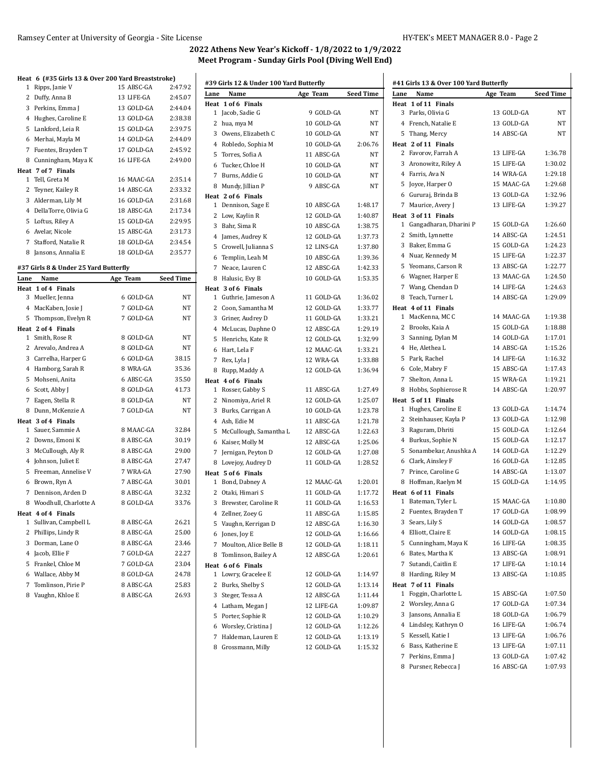## 2022 Athens New Year's Kickoff - 1/8/2022 to 1/9/2022
## Meet Program - Sunday Girls Pool (Diving Well End)

**Heat 6 (#35 Girls 13 & Over 200 Yard Breaststroke)**

| Lane | Name | Age | Team | Seed Time |
|---|---|---|---|---|
| 1 | Ripps, Janie V | 15 | ABSC-GA | 2:47.92 |
| 2 | Duffy, Anna B | 13 | LIFE-GA | 2:45.07 |
| 3 | Perkins, Emma J | 13 | GOLD-GA | 2:44.04 |
| 4 | Hughes, Caroline E | 13 | GOLD-GA | 2:38.38 |
| 5 | Lankford, Leia R | 15 | GOLD-GA | 2:39.75 |
| 6 | Merhai, Mayla M | 14 | GOLD-GA | 2:44.09 |
| 7 | Fuentes, Brayden T | 17 | GOLD-GA | 2:45.92 |
| 8 | Cunningham, Maya K | 16 | LIFE-GA | 2:49.00 |
| **Heat 7 of 7 Finals** | | | | |
| 1 | Tell, Greta M | 16 | MAAC-GA | 2:35.14 |
| 2 | Teyner, Kailey R | 14 | ABSC-GA | 2:33.32 |
| 3 | Alderman, Lily M | 16 | GOLD-GA | 2:31.68 |
| 4 | DellaTorre, Olivia G | 18 | ABSC-GA | 2:17.34 |
| 5 | Loftus, Riley A | 15 | GOLD-GA | 2:29.95 |
| 6 | Avelar, Nicole | 15 | ABSC-GA | 2:31.73 |
| 7 | Stafford, Natalie R | 18 | GOLD-GA | 2:34.54 |
| 8 | Jansons, Annalia E | 18 | GOLD-GA | 2:35.77 |

### #37 Girls 8 & Under 25 Yard Butterfly

| Lane | Name | Age | Team | Seed Time |
|---|---|---|---|---|
| **Heat 1 of 4 Finals** | | | | |
| 3 | Mueller, Jenna | 6 | GOLD-GA | NT |
| 4 | MacKaben, Josie J | 7 | GOLD-GA | NT |
| 5 | Thompson, Evelyn R | 7 | GOLD-GA | NT |
| **Heat 2 of 4 Finals** | | | | |
| 1 | Smith, Rose R | 8 | GOLD-GA | NT |
| 2 | Arevalo, Andrea A | 8 | GOLD-GA | NT |
| 3 | Carrelha, Harper G | 6 | GOLD-GA | 38.15 |
| 4 | Hamborg, Sarah R | 8 | WRA-GA | 35.36 |
| 5 | Mohseni, Anita | 6 | ABSC-GA | 35.50 |
| 6 | Scott, Abby J | 8 | GOLD-GA | 41.73 |
| 7 | Eagen, Stella R | 8 | GOLD-GA | NT |
| 8 | Dunn, McKenzie A | 7 | GOLD-GA | NT |
| **Heat 3 of 4 Finals** | | | | |
| 1 | Sauer, Sammie A | 8 | MAAC-GA | 32.84 |
| 2 | Downs, Emoni K | 8 | ABSC-GA | 30.19 |
| 3 | McCullough, Aly R | 8 | ABSC-GA | 29.00 |
| 4 | Johnson, Juliet E | 8 | ABSC-GA | 27.47 |
| 5 | Freeman, Annelise V | 7 | WRA-GA | 27.90 |
| 6 | Brown, Ryn A | 7 | ABSC-GA | 30.01 |
| 7 | Dennison, Arden D | 8 | ABSC-GA | 32.32 |
| 8 | Woodhull, Charlotte A | 8 | GOLD-GA | 33.76 |
| **Heat 4 of 4 Finals** | | | | |
| 1 | Sullivan, Campbell L | 8 | ABSC-GA | 26.21 |
| 2 | Phillips, Lindy R | 8 | ABSC-GA | 25.00 |
| 3 | Dorman, Lane O | 8 | ABSC-GA | 23.46 |
| 4 | Jacob, Ellie F | 7 | GOLD-GA | 22.27 |
| 5 | Frankel, Chloe M | 7 | GOLD-GA | 23.04 |
| 6 | Wallace, Abby M | 8 | GOLD-GA | 24.78 |
| 7 | Tomlinson, Pirie P | 8 | ABSC-GA | 25.83 |
| 8 | Vaughn, Khloe E | 8 | ABSC-GA | 26.93 |

### #39 Girls 12 & Under 100 Yard Butterfly

| Lane | Name | Age | Team | Seed Time |
|---|---|---|---|---|
| **Heat 1 of 6 Finals** | | | | |
| 1 | Jacob, Sadie G | 9 | GOLD-GA | NT |
| 2 | hua, mya M | 10 | GOLD-GA | NT |
| 3 | Owens, Elizabeth C | 10 | GOLD-GA | NT |
| 4 | Robledo, Sophia M | 10 | GOLD-GA | 2:06.76 |
| 5 | Torres, Sofia A | 11 | ABSC-GA | NT |
| 6 | Tucker, Chloe H | 10 | GOLD-GA | NT |
| 7 | Burns, Addie G | 10 | GOLD-GA | NT |
| 8 | Mundy, Jillian P | 9 | ABSC-GA | NT |
| **Heat 2 of 6 Finals** | | | | |
| 1 | Dennison, Sage E | 10 | ABSC-GA | 1:48.17 |
| 2 | Low, Kaylin R | 12 | GOLD-GA | 1:40.87 |
| 3 | Bahr, Sima R | 10 | ABSC-GA | 1:38.75 |
| 4 | James, Audrey K | 12 | GOLD-GA | 1:37.73 |
| 5 | Crowell, Julianna S | 12 | LINS-GA | 1:37.80 |
| 6 | Templin, Leah M | 10 | ABSC-GA | 1:39.36 |
| 7 | Neace, Lauren C | 12 | ABSC-GA | 1:42.33 |
| 8 | Halusic, Evy B | 10 | GOLD-GA | 1:53.35 |
| **Heat 3 of 6 Finals** | | | | |
| 1 | Guthrie, Jameson A | 11 | GOLD-GA | 1:36.02 |
| 2 | Coon, Samantha M | 12 | GOLD-GA | 1:33.77 |
| 3 | Griner, Audrey D | 11 | GOLD-GA | 1:33.21 |
| 4 | McLucas, Daphne O | 12 | ABSC-GA | 1:29.19 |
| 5 | Henrichs, Kate R | 12 | GOLD-GA | 1:32.99 |
| 6 | Hart, Lela F | 12 | MAAC-GA | 1:33.21 |
| 7 | Rex, Lyla J | 12 | WRA-GA | 1:33.88 |
| 8 | Rupp, Maddy A | 12 | GOLD-GA | 1:36.94 |
| **Heat 4 of 6 Finals** | | | | |
| 1 | Rosser, Gabby S | 11 | ABSC-GA | 1:27.49 |
| 2 | Ninomiya, Ariel R | 12 | GOLD-GA | 1:25.07 |
| 3 | Burks, Carrigan A | 10 | GOLD-GA | 1:23.78 |
| 4 | Ash, Edie M | 11 | ABSC-GA | 1:21.78 |
| 5 | McCullough, Samantha L | 12 | ABSC-GA | 1:22.63 |
| 6 | Kaiser, Molly M | 12 | ABSC-GA | 1:25.06 |
| 7 | Jernigan, Peyton D | 12 | GOLD-GA | 1:27.08 |
| 8 | Lovejoy, Audrey D | 11 | GOLD-GA | 1:28.52 |
| **Heat 5 of 6 Finals** | | | | |
| 1 | Bond, Dabney A | 12 | MAAC-GA | 1:20.01 |
| 2 | Otaki, Himari S | 11 | GOLD-GA | 1:17.72 |
| 3 | Brewster, Caroline R | 11 | GOLD-GA | 1:16.53 |
| 4 | Zellner, Zoey G | 11 | ABSC-GA | 1:15.85 |
| 5 | Vaughn, Kerrigan D | 12 | ABSC-GA | 1:16.30 |
| 6 | Jones, Joy E | 12 | GOLD-GA | 1:16.66 |
| 7 | Moulton, Alice Belle B | 12 | GOLD-GA | 1:18.11 |
| 8 | Tomlinson, Bailey A | 12 | ABSC-GA | 1:20.61 |
| **Heat 6 of 6 Finals** | | | | |
| 1 | Lowry, Gracelee E | 12 | GOLD-GA | 1:14.97 |
| 2 | Burks, Shelby S | 12 | GOLD-GA | 1:13.14 |
| 3 | Steger, Tessa A | 12 | ABSC-GA | 1:11.44 |
| 4 | Latham, Megan J | 12 | LIFE-GA | 1:09.87 |
| 5 | Porter, Sophie R | 12 | GOLD-GA | 1:10.29 |
| 6 | Worsley, Cristina J | 12 | GOLD-GA | 1:12.26 |
| 7 | Haldeman, Lauren E | 12 | GOLD-GA | 1:13.19 |
| 8 | Grossmann, Milly | 12 | GOLD-GA | 1:15.32 |

### #41 Girls 13 & Over 100 Yard Butterfly

| Lane | Name | Age | Team | Seed Time |
|---|---|---|---|---|
| **Heat 1 of 11 Finals** | | | | |
| 3 | Parks, Olivia G | 13 | GOLD-GA | NT |
| 4 | French, Natalie E | 13 | GOLD-GA | NT |
| 5 | Thang, Mercy | 14 | ABSC-GA | NT |
| **Heat 2 of 11 Finals** | | | | |
| 2 | Favorov, Farrah A | 13 | LIFE-GA | 1:36.78 |
| 3 | Aronowitz, Riley A | 15 | LIFE-GA | 1:30.02 |
| 4 | Farris, Ava N | 14 | WRA-GA | 1:29.18 |
| 5 | Joyce, Harper O | 15 | MAAC-GA | 1:29.68 |
| 6 | Gururaj, Brinda B | 13 | GOLD-GA | 1:32.96 |
| 7 | Maurice, Avery J | 13 | LIFE-GA | 1:39.27 |
| **Heat 3 of 11 Finals** | | | | |
| 1 | Gangadharan, Dharini P | 15 | GOLD-GA | 1:26.60 |
| 2 | Smith, Lynnette | 14 | ABSC-GA | 1:24.51 |
| 3 | Baker, Emma G | 15 | GOLD-GA | 1:24.23 |
| 4 | Nuar, Kennedy M | 15 | LIFE-GA | 1:22.37 |
| 5 | Yeomans, Carson R | 13 | ABSC-GA | 1:22.77 |
| 6 | Wagner, Harper E | 13 | MAAC-GA | 1:24.50 |
| 7 | Wang, Chendan D | 14 | LIFE-GA | 1:24.63 |
| 8 | Teach, Turner L | 14 | ABSC-GA | 1:29.09 |
| **Heat 4 of 11 Finals** | | | | |
| 1 | MacKenna, MC C | 14 | MAAC-GA | 1:19.38 |
| 2 | Brooks, Kaia A | 15 | GOLD-GA | 1:18.88 |
| 3 | Sanning, Dylan M | 14 | GOLD-GA | 1:17.01 |
| 4 | He, Alethea L | 14 | ABSC-GA | 1:15.26 |
| 5 | Park, Rachel | 14 | LIFE-GA | 1:16.32 |
| 6 | Cole, Mabry F | 15 | ABSC-GA | 1:17.43 |
| 7 | Shelton, Anna L | 15 | WRA-GA | 1:19.21 |
| 8 | Hobbs, Sophierose R | 14 | ABSC-GA | 1:20.97 |
| **Heat 5 of 11 Finals** | | | | |
| 1 | Hughes, Caroline E | 13 | GOLD-GA | 1:14.74 |
| 2 | Steinhauser, Kayla P | 13 | GOLD-GA | 1:12.98 |
| 3 | Raguram, Dhriti | 15 | GOLD-GA | 1:12.64 |
| 4 | Burkus, Sophie N | 15 | GOLD-GA | 1:12.17 |
| 5 | Sonambekar, Anushka A | 14 | GOLD-GA | 1:12.29 |
| 6 | Clark, Ainsley F | 16 | GOLD-GA | 1:12.85 |
| 7 | Prince, Caroline G | 14 | ABSC-GA | 1:13.07 |
| 8 | Hoffman, Raelyn M | 15 | GOLD-GA | 1:14.95 |
| **Heat 6 of 11 Finals** | | | | |
| 1 | Bateman, Tyler L | 15 | MAAC-GA | 1:10.80 |
| 2 | Fuentes, Brayden T | 17 | GOLD-GA | 1:08.99 |
| 3 | Sears, Lily S | 14 | GOLD-GA | 1:08.57 |
| 4 | Elliott, Claire E | 14 | GOLD-GA | 1:08.15 |
| 5 | Cunningham, Maya K | 16 | LIFE-GA | 1:08.35 |
| 6 | Bates, Martha K | 13 | ABSC-GA | 1:08.91 |
| 7 | Sutandi, Caitlin E | 17 | LIFE-GA | 1:10.14 |
| 8 | Harding, Riley M | 13 | ABSC-GA | 1:10.85 |
| **Heat 7 of 11 Finals** | | | | |
| 1 | Foggin, Charlotte L | 15 | ABSC-GA | 1:07.50 |
| 2 | Worsley, Anna G | 17 | GOLD-GA | 1:07.34 |
| 3 | Jansons, Annalia E | 18 | GOLD-GA | 1:06.79 |
| 4 | Lindsley, Kathryn O | 16 | LIFE-GA | 1:06.74 |
| 5 | Kessell, Katie I | 13 | LIFE-GA | 1:06.76 |
| 6 | Bass, Katherine E | 13 | LIFE-GA | 1:07.11 |
| 7 | Perkins, Emma J | 13 | GOLD-GA | 1:07.42 |
| 8 | Pursner, Rebecca J | 16 | ABSC-GA | 1:07.93 |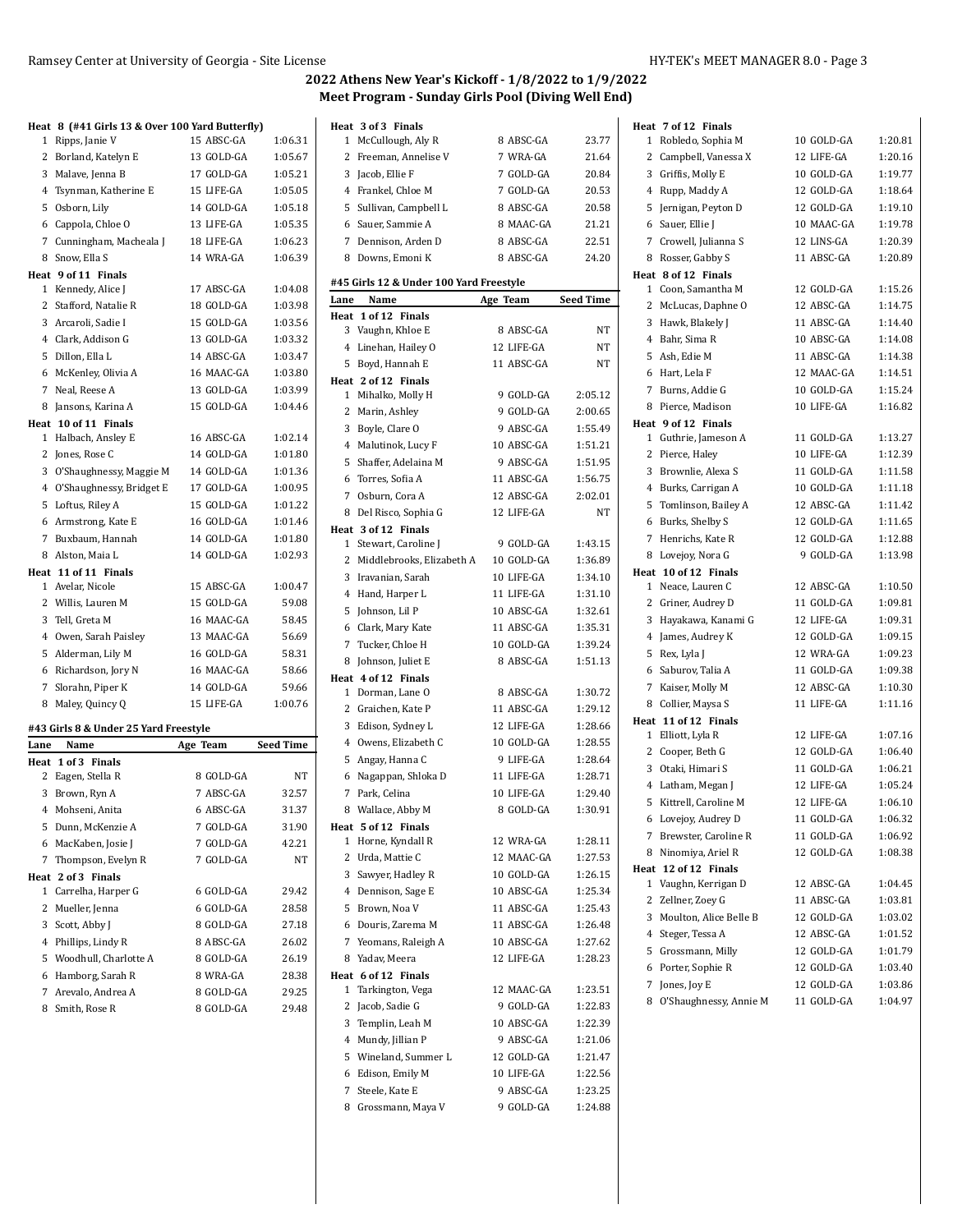## 2022 Athens New Year's Kickoff - 1/8/2022 to 1/9/2022
## Meet Program - Sunday Girls Pool (Diving Well End)

**Heat 8 (#41 Girls 13 & Over 100 Yard Butterfly)**

| Lane | Name | Age | Team | Seed Time |
|---|---|---|---|---|
| 1 | Ripps, Janie V | 15 | ABSC-GA | 1:06.31 |
| 2 | Borland, Katelyn E | 13 | GOLD-GA | 1:05.67 |
| 3 | Malave, Jenna B | 17 | GOLD-GA | 1:05.21 |
| 4 | Tsynman, Katherine E | 15 | LIFE-GA | 1:05.05 |
| 5 | Osborn, Lily | 14 | GOLD-GA | 1:05.18 |
| 6 | Cappola, Chloe O | 13 | LIFE-GA | 1:05.35 |
| 7 | Cunningham, Macheala J | 18 | LIFE-GA | 1:06.23 |
| 8 | Snow, Ella S | 14 | WRA-GA | 1:06.39 |

**Heat 9 of 11 Finals**

| Lane | Name | Age | Team | Seed Time |
|---|---|---|---|---|
| 1 | Kennedy, Alice J | 17 | ABSC-GA | 1:04.08 |
| 2 | Stafford, Natalie R | 18 | GOLD-GA | 1:03.98 |
| 3 | Arcaroli, Sadie I | 15 | GOLD-GA | 1:03.56 |
| 4 | Clark, Addison G | 13 | GOLD-GA | 1:03.32 |
| 5 | Dillon, Ella L | 14 | ABSC-GA | 1:03.47 |
| 6 | McKenley, Olivia A | 16 | MAAC-GA | 1:03.80 |
| 7 | Neal, Reese A | 13 | GOLD-GA | 1:03.99 |
| 8 | Jansons, Karina A | 15 | GOLD-GA | 1:04.46 |

**Heat 10 of 11 Finals**

| Lane | Name | Age | Team | Seed Time |
|---|---|---|---|---|
| 1 | Halbach, Ansley E | 16 | ABSC-GA | 1:02.14 |
| 2 | Jones, Rose C | 14 | GOLD-GA | 1:01.80 |
| 3 | O'Shaughnessy, Maggie M | 14 | GOLD-GA | 1:01.36 |
| 4 | O'Shaughnessy, Bridget E | 17 | GOLD-GA | 1:00.95 |
| 5 | Loftus, Riley A | 15 | GOLD-GA | 1:01.22 |
| 6 | Armstrong, Kate E | 16 | GOLD-GA | 1:01.46 |
| 7 | Buxbaum, Hannah | 14 | GOLD-GA | 1:01.80 |
| 8 | Alston, Maia L | 14 | GOLD-GA | 1:02.93 |

**Heat 11 of 11 Finals**

| Lane | Name | Age | Team | Seed Time |
|---|---|---|---|---|
| 1 | Avelar, Nicole | 15 | ABSC-GA | 1:00.47 |
| 2 | Willis, Lauren M | 15 | GOLD-GA | 59.08 |
| 3 | Tell, Greta M | 16 | MAAC-GA | 58.45 |
| 4 | Owen, Sarah Paisley | 13 | MAAC-GA | 56.69 |
| 5 | Alderman, Lily M | 16 | GOLD-GA | 58.31 |
| 6 | Richardson, Jory N | 16 | MAAC-GA | 58.66 |
| 7 | Slorahn, Piper K | 14 | GOLD-GA | 59.66 |
| 8 | Maley, Quincy Q | 15 | LIFE-GA | 1:00.76 |

### #43 Girls 8 & Under 25 Yard Freestyle

| Lane | Name | Age | Team | Seed Time |
|---|---|---|---|---|
| **Heat 1 of 3 Finals** | | | | |
| 2 | Eagen, Stella R | 8 | GOLD-GA | NT |
| 3 | Brown, Ryn A | 7 | ABSC-GA | 32.57 |
| 4 | Mohseni, Anita | 6 | ABSC-GA | 31.37 |
| 5 | Dunn, McKenzie A | 7 | GOLD-GA | 31.90 |
| 6 | MacKaben, Josie J | 7 | GOLD-GA | 42.21 |
| 7 | Thompson, Evelyn R | 7 | GOLD-GA | NT |
| **Heat 2 of 3 Finals** | | | | |
| 1 | Carrelha, Harper G | 6 | GOLD-GA | 29.42 |
| 2 | Mueller, Jenna | 6 | GOLD-GA | 28.58 |
| 3 | Scott, Abby J | 8 | GOLD-GA | 27.18 |
| 4 | Phillips, Lindy R | 8 | ABSC-GA | 26.02 |
| 5 | Woodhull, Charlotte A | 8 | GOLD-GA | 26.19 |
| 6 | Hamborg, Sarah R | 8 | WRA-GA | 28.38 |
| 7 | Arevalo, Andrea A | 8 | GOLD-GA | 29.25 |
| 8 | Smith, Rose R | 8 | GOLD-GA | 29.48 |
| **Heat 3 of 3 Finals** | | | | |
| 1 | McCullough, Aly R | 8 | ABSC-GA | 23.77 |
| 2 | Freeman, Annelise V | 7 | WRA-GA | 21.64 |
| 3 | Jacob, Ellie F | 7 | GOLD-GA | 20.84 |
| 4 | Frankel, Chloe M | 7 | GOLD-GA | 20.53 |
| 5 | Sullivan, Campbell L | 8 | ABSC-GA | 20.58 |
| 6 | Sauer, Sammie A | 8 | MAAC-GA | 21.21 |
| 7 | Dennison, Arden D | 8 | ABSC-GA | 22.51 |
| 8 | Downs, Emoni K | 8 | ABSC-GA | 24.20 |

### #45 Girls 12 & Under 100 Yard Freestyle

| Lane | Name | Age | Team | Seed Time |
|---|---|---|---|---|
| **Heat 1 of 12 Finals** | | | | |
| 3 | Vaughn, Khloe E | 8 | ABSC-GA | NT |
| 4 | Linehan, Hailey O | 12 | LIFE-GA | NT |
| 5 | Boyd, Hannah E | 11 | ABSC-GA | NT |
| **Heat 2 of 12 Finals** | | | | |
| 1 | Mihalko, Molly H | 9 | GOLD-GA | 2:05.12 |
| 2 | Marin, Ashley | 9 | GOLD-GA | 2:00.65 |
| 3 | Boyle, Clare O | 9 | ABSC-GA | 1:55.49 |
| 4 | Malutinok, Lucy F | 10 | ABSC-GA | 1:51.21 |
| 5 | Shaffer, Adelaina M | 9 | ABSC-GA | 1:51.95 |
| 6 | Torres, Sofia A | 11 | ABSC-GA | 1:56.75 |
| 7 | Osburn, Cora A | 12 | ABSC-GA | 2:02.01 |
| 8 | Del Risco, Sophia G | 12 | LIFE-GA | NT |
| **Heat 3 of 12 Finals** | | | | |
| 1 | Stewart, Caroline J | 9 | GOLD-GA | 1:43.15 |
| 2 | Middlebrooks, Elizabeth A | 10 | GOLD-GA | 1:36.89 |
| 3 | Iravanian, Sarah | 10 | LIFE-GA | 1:34.10 |
| 4 | Hand, Harper L | 11 | LIFE-GA | 1:31.10 |
| 5 | Johnson, Lil P | 10 | ABSC-GA | 1:32.61 |
| 6 | Clark, Mary Kate | 11 | ABSC-GA | 1:35.31 |
| 7 | Tucker, Chloe H | 10 | GOLD-GA | 1:39.24 |
| 8 | Johnson, Juliet E | 8 | ABSC-GA | 1:51.13 |
| **Heat 4 of 12 Finals** | | | | |
| 1 | Dorman, Lane O | 8 | ABSC-GA | 1:30.72 |
| 2 | Graichen, Kate P | 11 | ABSC-GA | 1:29.12 |
| 3 | Edison, Sydney L | 12 | LIFE-GA | 1:28.66 |
| 4 | Owens, Elizabeth C | 10 | GOLD-GA | 1:28.55 |
| 5 | Angay, Hanna C | 9 | LIFE-GA | 1:28.64 |
| 6 | Nagappan, Shloka D | 11 | LIFE-GA | 1:28.71 |
| 7 | Park, Celina | 10 | LIFE-GA | 1:29.40 |
| 8 | Wallace, Abby M | 8 | GOLD-GA | 1:30.91 |
| **Heat 5 of 12 Finals** | | | | |
| 1 | Horne, Kyndall R | 12 | WRA-GA | 1:28.11 |
| 2 | Urda, Mattie C | 12 | MAAC-GA | 1:27.53 |
| 3 | Sawyer, Hadley R | 10 | GOLD-GA | 1:26.15 |
| 4 | Dennison, Sage E | 10 | ABSC-GA | 1:25.34 |
| 5 | Brown, Noa V | 11 | ABSC-GA | 1:25.43 |
| 6 | Douris, Zarema M | 11 | ABSC-GA | 1:26.48 |
| 7 | Yeomans, Raleigh A | 10 | ABSC-GA | 1:27.62 |
| 8 | Yadav, Meera | 12 | LIFE-GA | 1:28.23 |
| **Heat 6 of 12 Finals** | | | | |
| 1 | Tarkington, Vega | 12 | MAAC-GA | 1:23.51 |
| 2 | Jacob, Sadie G | 9 | GOLD-GA | 1:22.83 |
| 3 | Templin, Leah M | 10 | ABSC-GA | 1:22.39 |
| 4 | Mundy, Jillian P | 9 | ABSC-GA | 1:21.06 |
| 5 | Wineland, Summer L | 12 | GOLD-GA | 1:21.47 |
| 6 | Edison, Emily M | 10 | LIFE-GA | 1:22.56 |
| 7 | Steele, Kate E | 9 | ABSC-GA | 1:23.25 |
| 8 | Grossmann, Maya V | 9 | GOLD-GA | 1:24.88 |
| **Heat 7 of 12 Finals** | | | | |
| 1 | Robledo, Sophia M | 10 | GOLD-GA | 1:20.81 |
| 2 | Campbell, Vanessa X | 12 | LIFE-GA | 1:20.16 |
| 3 | Griffis, Molly E | 10 | GOLD-GA | 1:19.77 |
| 4 | Rupp, Maddy A | 12 | GOLD-GA | 1:18.64 |
| 5 | Jernigan, Peyton D | 12 | GOLD-GA | 1:19.10 |
| 6 | Sauer, Ellie J | 10 | MAAC-GA | 1:19.78 |
| 7 | Crowell, Julianna S | 12 | LINS-GA | 1:20.39 |
| 8 | Rosser, Gabby S | 11 | ABSC-GA | 1:20.89 |
| **Heat 8 of 12 Finals** | | | | |
| 1 | Coon, Samantha M | 12 | GOLD-GA | 1:15.26 |
| 2 | McLucas, Daphne O | 12 | ABSC-GA | 1:14.75 |
| 3 | Hawk, Blakely J | 11 | ABSC-GA | 1:14.40 |
| 4 | Bahr, Sima R | 10 | ABSC-GA | 1:14.08 |
| 5 | Ash, Edie M | 11 | ABSC-GA | 1:14.38 |
| 6 | Hart, Lela F | 12 | MAAC-GA | 1:14.51 |
| 7 | Burns, Addie G | 10 | GOLD-GA | 1:15.24 |
| 8 | Pierce, Madison | 10 | LIFE-GA | 1:16.82 |
| **Heat 9 of 12 Finals** | | | | |
| 1 | Guthrie, Jameson A | 11 | GOLD-GA | 1:13.27 |
| 2 | Pierce, Haley | 10 | LIFE-GA | 1:12.39 |
| 3 | Brownlie, Alexa S | 11 | GOLD-GA | 1:11.58 |
| 4 | Burks, Carrigan A | 10 | GOLD-GA | 1:11.18 |
| 5 | Tomlinson, Bailey A | 12 | ABSC-GA | 1:11.42 |
| 6 | Burks, Shelby S | 12 | GOLD-GA | 1:11.65 |
| 7 | Henrichs, Kate R | 12 | GOLD-GA | 1:12.88 |
| 8 | Lovejoy, Nora G | 9 | GOLD-GA | 1:13.98 |
| **Heat 10 of 12 Finals** | | | | |
| 1 | Neace, Lauren C | 12 | ABSC-GA | 1:10.50 |
| 2 | Griner, Audrey D | 11 | GOLD-GA | 1:09.81 |
| 3 | Hayakawa, Kanami G | 12 | LIFE-GA | 1:09.31 |
| 4 | James, Audrey K | 12 | GOLD-GA | 1:09.15 |
| 5 | Rex, Lyla J | 12 | WRA-GA | 1:09.23 |
| 6 | Saburov, Talia A | 11 | GOLD-GA | 1:09.38 |
| 7 | Kaiser, Molly M | 12 | ABSC-GA | 1:10.30 |
| 8 | Collier, Maysa S | 11 | LIFE-GA | 1:11.16 |
| **Heat 11 of 12 Finals** | | | | |
| 1 | Elliott, Lyla R | 12 | LIFE-GA | 1:07.16 |
| 2 | Cooper, Beth G | 12 | GOLD-GA | 1:06.40 |
| 3 | Otaki, Himari S | 11 | GOLD-GA | 1:06.21 |
| 4 | Latham, Megan J | 12 | LIFE-GA | 1:05.24 |
| 5 | Kittrell, Caroline M | 12 | LIFE-GA | 1:06.10 |
| 6 | Lovejoy, Audrey D | 11 | GOLD-GA | 1:06.32 |
| 7 | Brewster, Caroline R | 11 | GOLD-GA | 1:06.92 |
| 8 | Ninomiya, Ariel R | 12 | GOLD-GA | 1:08.38 |
| **Heat 12 of 12 Finals** | | | | |
| 1 | Vaughn, Kerrigan D | 12 | ABSC-GA | 1:04.45 |
| 2 | Zellner, Zoey G | 11 | ABSC-GA | 1:03.81 |
| 3 | Moulton, Alice Belle B | 12 | GOLD-GA | 1:03.02 |
| 4 | Steger, Tessa A | 12 | ABSC-GA | 1:01.52 |
| 5 | Grossmann, Milly | 12 | GOLD-GA | 1:01.79 |
| 6 | Porter, Sophie R | 12 | GOLD-GA | 1:03.40 |
| 7 | Jones, Joy E | 12 | GOLD-GA | 1:03.86 |
| 8 | O'Shaughnessy, Annie M | 11 | GOLD-GA | 1:04.97 |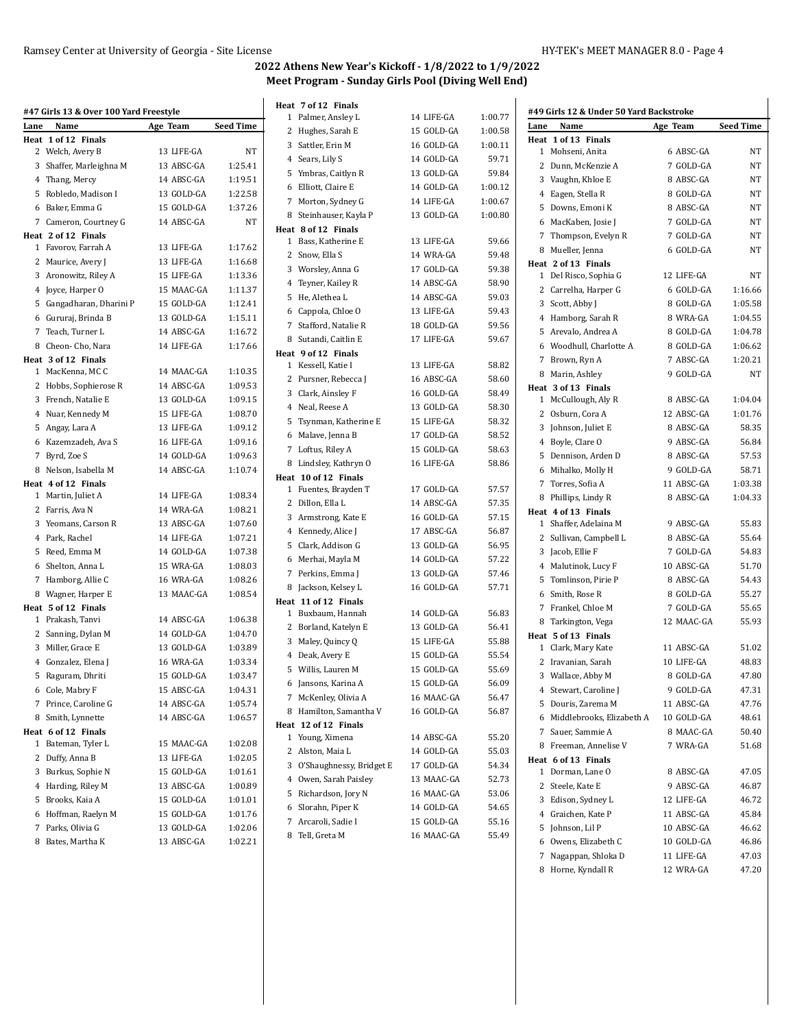## 2022 Athens New Year's Kickoff - 1/8/2022 to 1/9/2022
## Meet Program - Sunday Girls Pool (Diving Well End)

### #47 Girls 13 & Over 100 Yard Freestyle

| Lane | Name | Age | Team | Seed Time |
|---|---|---|---|---|
| **Heat 1 of 12 Finals** | | | | |
| 2 | Welch, Avery B | 13 | LIFE-GA | NT |
| 3 | Shaffer, Marleighna M | 13 | ABSC-GA | 1:25.41 |
| 4 | Thang, Mercy | 14 | ABSC-GA | 1:19.51 |
| 5 | Robledo, Madison I | 13 | GOLD-GA | 1:22.58 |
| 6 | Baker, Emma G | 15 | GOLD-GA | 1:37.26 |
| 7 | Cameron, Courtney G | 14 | ABSC-GA | NT |
| **Heat 2 of 12 Finals** | | | | |
| 1 | Favorov, Farrah A | 13 | LIFE-GA | 1:17.62 |
| 2 | Maurice, Avery J | 13 | LIFE-GA | 1:16.68 |
| 3 | Aronowitz, Riley A | 15 | LIFE-GA | 1:13.36 |
| 4 | Joyce, Harper O | 15 | MAAC-GA | 1:11.37 |
| 5 | Gangadharan, Dharini P | 15 | GOLD-GA | 1:12.41 |
| 6 | Gururaj, Brinda B | 13 | GOLD-GA | 1:15.11 |
| 7 | Teach, Turner L | 14 | ABSC-GA | 1:16.72 |
| 8 | Cheon- Cho, Nara | 14 | LIFE-GA | 1:17.66 |
| **Heat 3 of 12 Finals** | | | | |
| 1 | MacKenna, MC C | 14 | MAAC-GA | 1:10.35 |
| 2 | Hobbs, Sophierose R | 14 | ABSC-GA | 1:09.53 |
| 3 | French, Natalie E | 13 | GOLD-GA | 1:09.15 |
| 4 | Nuar, Kennedy M | 15 | LIFE-GA | 1:08.70 |
| 5 | Angay, Lara A | 13 | LIFE-GA | 1:09.12 |
| 6 | Kazemzadeh, Ava S | 16 | LIFE-GA | 1:09.16 |
| 7 | Byrd, Zoe S | 14 | GOLD-GA | 1:09.63 |
| 8 | Nelson, Isabella M | 14 | ABSC-GA | 1:10.74 |
| **Heat 4 of 12 Finals** | | | | |
| 1 | Martin, Juliet A | 14 | LIFE-GA | 1:08.34 |
| 2 | Farris, Ava N | 14 | WRA-GA | 1:08.21 |
| 3 | Yeomans, Carson R | 13 | ABSC-GA | 1:07.60 |
| 4 | Park, Rachel | 14 | LIFE-GA | 1:07.21 |
| 5 | Reed, Emma M | 14 | GOLD-GA | 1:07.38 |
| 6 | Shelton, Anna L | 15 | WRA-GA | 1:08.03 |
| 7 | Hamborg, Allie C | 16 | WRA-GA | 1:08.26 |
| 8 | Wagner, Harper E | 13 | MAAC-GA | 1:08.54 |
| **Heat 5 of 12 Finals** | | | | |
| 1 | Prakash, Tanvi | 14 | ABSC-GA | 1:06.38 |
| 2 | Sanning, Dylan M | 14 | GOLD-GA | 1:04.70 |
| 3 | Miller, Grace E | 13 | GOLD-GA | 1:03.89 |
| 4 | Gonzalez, Elena J | 16 | WRA-GA | 1:03.34 |
| 5 | Raguram, Dhriti | 15 | GOLD-GA | 1:03.47 |
| 6 | Cole, Mabry F | 15 | ABSC-GA | 1:04.31 |
| 7 | Prince, Caroline G | 14 | ABSC-GA | 1:05.74 |
| 8 | Smith, Lynnette | 14 | ABSC-GA | 1:06.57 |
| **Heat 6 of 12 Finals** | | | | |
| 1 | Bateman, Tyler L | 15 | MAAC-GA | 1:02.08 |
| 2 | Duffy, Anna B | 13 | LIFE-GA | 1:02.05 |
| 3 | Burkus, Sophie N | 15 | GOLD-GA | 1:01.61 |
| 4 | Harding, Riley M | 13 | ABSC-GA | 1:00.89 |
| 5 | Brooks, Kaia A | 15 | GOLD-GA | 1:01.01 |
| 6 | Hoffman, Raelyn M | 15 | GOLD-GA | 1:01.76 |
| 7 | Parks, Olivia G | 13 | GOLD-GA | 1:02.06 |
| 8 | Bates, Martha K | 13 | ABSC-GA | 1:02.21 |
| **Heat 7 of 12 Finals** | | | | |
| 1 | Palmer, Ansley L | 14 | LIFE-GA | 1:00.77 |
| 2 | Hughes, Sarah E | 15 | GOLD-GA | 1:00.58 |
| 3 | Sattler, Erin M | 16 | GOLD-GA | 1:00.11 |
| 4 | Sears, Lily S | 14 | GOLD-GA | 59.71 |
| 5 | Ymbras, Caitlyn R | 13 | GOLD-GA | 59.84 |
| 6 | Elliott, Claire E | 14 | GOLD-GA | 1:00.12 |
| 7 | Morton, Sydney G | 14 | LIFE-GA | 1:00.67 |
| 8 | Steinhauser, Kayla P | 13 | GOLD-GA | 1:00.80 |
| **Heat 8 of 12 Finals** | | | | |
| 1 | Bass, Katherine E | 13 | LIFE-GA | 59.66 |
| 2 | Snow, Ella S | 14 | WRA-GA | 59.48 |
| 3 | Worsley, Anna G | 17 | GOLD-GA | 59.38 |
| 4 | Teyner, Kailey R | 14 | ABSC-GA | 58.90 |
| 5 | He, Alethea L | 14 | ABSC-GA | 59.03 |
| 6 | Cappola, Chloe O | 13 | LIFE-GA | 59.43 |
| 7 | Stafford, Natalie R | 18 | GOLD-GA | 59.56 |
| 8 | Sutandi, Caitlin E | 17 | LIFE-GA | 59.67 |
| **Heat 9 of 12 Finals** | | | | |
| 1 | Kessell, Katie I | 13 | LIFE-GA | 58.82 |
| 2 | Pursner, Rebecca J | 16 | ABSC-GA | 58.60 |
| 3 | Clark, Ainsley F | 16 | GOLD-GA | 58.49 |
| 4 | Neal, Reese A | 13 | GOLD-GA | 58.30 |
| 5 | Tsynman, Katherine E | 15 | LIFE-GA | 58.32 |
| 6 | Malave, Jenna B | 17 | GOLD-GA | 58.52 |
| 7 | Loftus, Riley A | 15 | GOLD-GA | 58.63 |
| 8 | Lindsley, Kathryn O | 16 | LIFE-GA | 58.86 |
| **Heat 10 of 12 Finals** | | | | |
| 1 | Fuentes, Brayden T | 17 | GOLD-GA | 57.57 |
| 2 | Dillon, Ella L | 14 | ABSC-GA | 57.35 |
| 3 | Armstrong, Kate E | 16 | GOLD-GA | 57.15 |
| 4 | Kennedy, Alice J | 17 | ABSC-GA | 56.87 |
| 5 | Clark, Addison G | 13 | GOLD-GA | 56.95 |
| 6 | Merhai, Mayla M | 14 | GOLD-GA | 57.22 |
| 7 | Perkins, Emma J | 13 | GOLD-GA | 57.46 |
| 8 | Jackson, Kelsey L | 16 | GOLD-GA | 57.71 |
| **Heat 11 of 12 Finals** | | | | |
| 1 | Buxbaum, Hannah | 14 | GOLD-GA | 56.83 |
| 2 | Borland, Katelyn E | 13 | GOLD-GA | 56.41 |
| 3 | Maley, Quincy Q | 15 | LIFE-GA | 55.88 |
| 4 | Deak, Avery E | 15 | GOLD-GA | 55.54 |
| 5 | Willis, Lauren M | 15 | GOLD-GA | 55.69 |
| 6 | Jansons, Karina A | 15 | GOLD-GA | 56.09 |
| 7 | McKenley, Olivia A | 16 | MAAC-GA | 56.47 |
| 8 | Hamilton, Samantha V | 16 | GOLD-GA | 56.87 |
| **Heat 12 of 12 Finals** | | | | |
| 1 | Young, Ximena | 14 | ABSC-GA | 55.20 |
| 2 | Alston, Maia L | 14 | GOLD-GA | 55.03 |
| 3 | O'Shaughnessy, Bridget E | 17 | GOLD-GA | 54.34 |
| 4 | Owen, Sarah Paisley | 13 | MAAC-GA | 52.73 |
| 5 | Richardson, Jory N | 16 | MAAC-GA | 53.06 |
| 6 | Slorahn, Piper K | 14 | GOLD-GA | 54.65 |
| 7 | Arcaroli, Sadie I | 15 | GOLD-GA | 55.16 |
| 8 | Tell, Greta M | 16 | MAAC-GA | 55.49 |

### #49 Girls 12 & Under 50 Yard Backstroke

| Lane | Name | Age | Team | Seed Time |
|---|---|---|---|---|
| **Heat 1 of 13 Finals** | | | | |
| 1 | Mohseni, Anita | 6 | ABSC-GA | NT |
| 2 | Dunn, McKenzie A | 7 | GOLD-GA | NT |
| 3 | Vaughn, Khloe E | 8 | ABSC-GA | NT |
| 4 | Eagen, Stella R | 8 | GOLD-GA | NT |
| 5 | Downs, Emoni K | 8 | ABSC-GA | NT |
| 6 | MacKaben, Josie J | 7 | GOLD-GA | NT |
| 7 | Thompson, Evelyn R | 7 | GOLD-GA | NT |
| 8 | Mueller, Jenna | 6 | GOLD-GA | NT |
| **Heat 2 of 13 Finals** | | | | |
| 1 | Del Risco, Sophia G | 12 | LIFE-GA | NT |
| 2 | Carrelha, Harper G | 6 | GOLD-GA | 1:16.66 |
| 3 | Scott, Abby J | 8 | GOLD-GA | 1:05.58 |
| 4 | Hamborg, Sarah R | 8 | WRA-GA | 1:04.55 |
| 5 | Arevalo, Andrea A | 8 | GOLD-GA | 1:04.78 |
| 6 | Woodhull, Charlotte A | 8 | GOLD-GA | 1:06.62 |
| 7 | Brown, Ryn A | 7 | ABSC-GA | 1:20.21 |
| 8 | Marin, Ashley | 9 | GOLD-GA | NT |
| **Heat 3 of 13 Finals** | | | | |
| 1 | McCullough, Aly R | 8 | ABSC-GA | 1:04.04 |
| 2 | Osburn, Cora A | 12 | ABSC-GA | 1:01.76 |
| 3 | Johnson, Juliet E | 8 | ABSC-GA | 58.35 |
| 4 | Boyle, Clare O | 9 | ABSC-GA | 56.84 |
| 5 | Dennison, Arden D | 8 | ABSC-GA | 57.53 |
| 6 | Mihalko, Molly H | 9 | GOLD-GA | 58.71 |
| 7 | Torres, Sofia A | 11 | ABSC-GA | 1:03.38 |
| 8 | Phillips, Lindy R | 8 | ABSC-GA | 1:04.33 |
| **Heat 4 of 13 Finals** | | | | |
| 1 | Shaffer, Adelaina M | 9 | ABSC-GA | 55.83 |
| 2 | Sullivan, Campbell L | 8 | ABSC-GA | 55.64 |
| 3 | Jacob, Ellie F | 7 | GOLD-GA | 54.83 |
| 4 | Malutinok, Lucy F | 10 | ABSC-GA | 51.70 |
| 5 | Tomlinson, Pirie P | 8 | ABSC-GA | 54.43 |
| 6 | Smith, Rose R | 8 | GOLD-GA | 55.27 |
| 7 | Frankel, Chloe M | 7 | GOLD-GA | 55.65 |
| 8 | Tarkington, Vega | 12 | MAAC-GA | 55.93 |
| **Heat 5 of 13 Finals** | | | | |
| 1 | Clark, Mary Kate | 11 | ABSC-GA | 51.02 |
| 2 | Iravanian, Sarah | 10 | LIFE-GA | 48.83 |
| 3 | Wallace, Abby M | 8 | GOLD-GA | 47.80 |
| 4 | Stewart, Caroline J | 9 | GOLD-GA | 47.31 |
| 5 | Douris, Zarema M | 11 | ABSC-GA | 47.76 |
| 6 | Middlebrooks, Elizabeth A | 10 | GOLD-GA | 48.61 |
| 7 | Sauer, Sammie A | 8 | MAAC-GA | 50.40 |
| 8 | Freeman, Annelise V | 7 | WRA-GA | 51.68 |
| **Heat 6 of 13 Finals** | | | | |
| 1 | Dorman, Lane O | 8 | ABSC-GA | 47.05 |
| 2 | Steele, Kate E | 9 | ABSC-GA | 46.87 |
| 3 | Edison, Sydney L | 12 | LIFE-GA | 46.72 |
| 4 | Graichen, Kate P | 11 | ABSC-GA | 45.84 |
| 5 | Johnson, Lil P | 10 | ABSC-GA | 46.62 |
| 6 | Owens, Elizabeth C | 10 | GOLD-GA | 46.86 |
| 7 | Nagappan, Shloka D | 11 | LIFE-GA | 47.03 |
| 8 | Horne, Kyndall R | 12 | WRA-GA | 47.20 |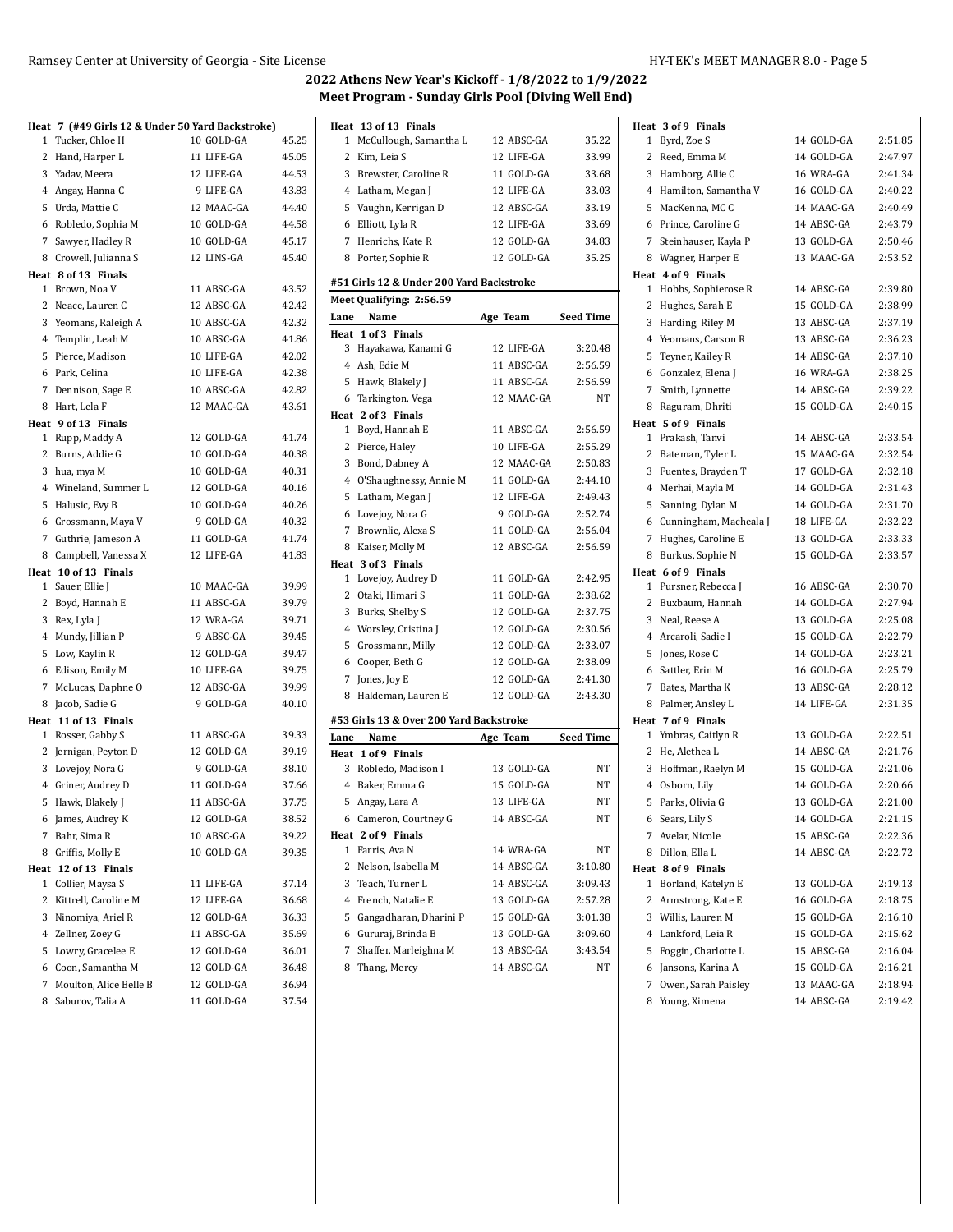## 2022 Athens New Year's Kickoff - 1/8/2022 to 1/9/2022
### Meet Program - Sunday Girls Pool (Diving Well End)

**Heat 7 (#49 Girls 12 & Under 50 Yard Backstroke)**

| Lane | Name | Age | Team | Seed Time |
|---|---|---|---|---|
| 1 | Tucker, Chloe H | 10 | GOLD-GA | 45.25 |
| 2 | Hand, Harper L | 11 | LIFE-GA | 45.05 |
| 3 | Yadav, Meera | 12 | LIFE-GA | 44.53 |
| 4 | Angay, Hanna C | 9 | LIFE-GA | 43.83 |
| 5 | Urda, Mattie C | 12 | MAAC-GA | 44.40 |
| 6 | Robledo, Sophia M | 10 | GOLD-GA | 44.58 |
| 7 | Sawyer, Hadley R | 10 | GOLD-GA | 45.17 |
| 8 | Crowell, Julianna S | 12 | LINS-GA | 45.40 |

**Heat 8 of 13 Finals**

| Lane | Name | Age | Team | Seed Time |
|---|---|---|---|---|
| 1 | Brown, Noa V | 11 | ABSC-GA | 43.52 |
| 2 | Neace, Lauren C | 12 | ABSC-GA | 42.42 |
| 3 | Yeomans, Raleigh A | 10 | ABSC-GA | 42.32 |
| 4 | Templin, Leah M | 10 | ABSC-GA | 41.86 |
| 5 | Pierce, Madison | 10 | LIFE-GA | 42.02 |
| 6 | Park, Celina | 10 | LIFE-GA | 42.38 |
| 7 | Dennison, Sage E | 10 | ABSC-GA | 42.82 |
| 8 | Hart, Lela F | 12 | MAAC-GA | 43.61 |

**Heat 9 of 13 Finals**

| Lane | Name | Age | Team | Seed Time |
|---|---|---|---|---|
| 1 | Rupp, Maddy A | 12 | GOLD-GA | 41.74 |
| 2 | Burns, Addie G | 10 | GOLD-GA | 40.38 |
| 3 | hua, mya M | 10 | GOLD-GA | 40.31 |
| 4 | Wineland, Summer L | 12 | GOLD-GA | 40.16 |
| 5 | Halusic, Evy B | 10 | GOLD-GA | 40.26 |
| 6 | Grossmann, Maya V | 9 | GOLD-GA | 40.32 |
| 7 | Guthrie, Jameson A | 11 | GOLD-GA | 41.74 |
| 8 | Campbell, Vanessa X | 12 | LIFE-GA | 41.83 |

**Heat 10 of 13 Finals**

| Lane | Name | Age | Team | Seed Time |
|---|---|---|---|---|
| 1 | Sauer, Ellie J | 10 | MAAC-GA | 39.99 |
| 2 | Boyd, Hannah E | 11 | ABSC-GA | 39.79 |
| 3 | Rex, Lyla J | 12 | WRA-GA | 39.71 |
| 4 | Mundy, Jillian P | 9 | ABSC-GA | 39.45 |
| 5 | Low, Kaylin R | 12 | GOLD-GA | 39.47 |
| 6 | Edison, Emily M | 10 | LIFE-GA | 39.75 |
| 7 | McLucas, Daphne O | 12 | ABSC-GA | 39.99 |
| 8 | Jacob, Sadie G | 9 | GOLD-GA | 40.10 |

**Heat 11 of 13 Finals**

| Lane | Name | Age | Team | Seed Time |
|---|---|---|---|---|
| 1 | Rosser, Gabby S | 11 | ABSC-GA | 39.33 |
| 2 | Jernigan, Peyton D | 12 | GOLD-GA | 39.19 |
| 3 | Lovejoy, Nora G | 9 | GOLD-GA | 38.10 |
| 4 | Griner, Audrey D | 11 | GOLD-GA | 37.66 |
| 5 | Hawk, Blakely J | 11 | ABSC-GA | 37.75 |
| 6 | James, Audrey K | 12 | GOLD-GA | 38.52 |
| 7 | Bahr, Sima R | 10 | ABSC-GA | 39.22 |
| 8 | Griffis, Molly E | 10 | GOLD-GA | 39.35 |

**Heat 12 of 13 Finals**

| Lane | Name | Age | Team | Seed Time |
|---|---|---|---|---|
| 1 | Collier, Maysa S | 11 | LIFE-GA | 37.14 |
| 2 | Kittrell, Caroline M | 12 | LIFE-GA | 36.68 |
| 3 | Ninomiya, Ariel R | 12 | GOLD-GA | 36.33 |
| 4 | Zellner, Zoey G | 11 | ABSC-GA | 35.69 |
| 5 | Lowry, Gracelee E | 12 | GOLD-GA | 36.01 |
| 6 | Coon, Samantha M | 12 | GOLD-GA | 36.48 |
| 7 | Moulton, Alice Belle B | 12 | GOLD-GA | 36.94 |
| 8 | Saburov, Talia A | 11 | GOLD-GA | 37.54 |

**Heat 13 of 13 Finals**

| Lane | Name | Age | Team | Seed Time |
|---|---|---|---|---|
| 1 | McCullough, Samantha L | 12 | ABSC-GA | 35.22 |
| 2 | Kim, Leia S | 12 | LIFE-GA | 33.99 |
| 3 | Brewster, Caroline R | 11 | GOLD-GA | 33.68 |
| 4 | Latham, Megan J | 12 | LIFE-GA | 33.03 |
| 5 | Vaughn, Kerrigan D | 12 | ABSC-GA | 33.19 |
| 6 | Elliott, Lyla R | 12 | LIFE-GA | 33.69 |
| 7 | Henrichs, Kate R | 12 | GOLD-GA | 34.83 |
| 8 | Porter, Sophie R | 12 | GOLD-GA | 35.25 |

### #51 Girls 12 & Under 200 Yard Backstroke

Meet Qualifying: 2:56.59

**Heat 1 of 3 Finals**

| Lane | Name | Age | Team | Seed Time |
|---|---|---|---|---|
| 3 | Hayakawa, Kanami G | 12 | LIFE-GA | 3:20.48 |
| 4 | Ash, Edie M | 11 | ABSC-GA | 2:56.59 |
| 5 | Hawk, Blakely J | 11 | ABSC-GA | 2:56.59 |
| 6 | Tarkington, Vega | 12 | MAAC-GA | NT |

**Heat 2 of 3 Finals**

| Lane | Name | Age | Team | Seed Time |
|---|---|---|---|---|
| 1 | Boyd, Hannah E | 11 | ABSC-GA | 2:56.59 |
| 2 | Pierce, Haley | 10 | LIFE-GA | 2:55.29 |
| 3 | Bond, Dabney A | 12 | MAAC-GA | 2:50.83 |
| 4 | O'Shaughnessy, Annie M | 11 | GOLD-GA | 2:44.10 |
| 5 | Latham, Megan J | 12 | LIFE-GA | 2:49.43 |
| 6 | Lovejoy, Nora G | 9 | GOLD-GA | 2:52.74 |
| 7 | Brownlie, Alexa S | 11 | GOLD-GA | 2:56.04 |
| 8 | Kaiser, Molly M | 12 | ABSC-GA | 2:56.59 |

**Heat 3 of 3 Finals**

| Lane | Name | Age | Team | Seed Time |
|---|---|---|---|---|
| 1 | Lovejoy, Audrey D | 11 | GOLD-GA | 2:42.95 |
| 2 | Otaki, Himari S | 11 | GOLD-GA | 2:38.62 |
| 3 | Burks, Shelby S | 12 | GOLD-GA | 2:37.75 |
| 4 | Worsley, Cristina J | 12 | GOLD-GA | 2:30.56 |
| 5 | Grossmann, Milly | 12 | GOLD-GA | 2:33.07 |
| 6 | Cooper, Beth G | 12 | GOLD-GA | 2:38.09 |
| 7 | Jones, Joy E | 12 | GOLD-GA | 2:41.30 |
| 8 | Haldeman, Lauren E | 12 | GOLD-GA | 2:43.30 |

### #53 Girls 13 & Over 200 Yard Backstroke

**Heat 1 of 9 Finals**

| Lane | Name | Age | Team | Seed Time |
|---|---|---|---|---|
| 3 | Robledo, Madison I | 13 | GOLD-GA | NT |
| 4 | Baker, Emma G | 15 | GOLD-GA | NT |
| 5 | Angay, Lara A | 13 | LIFE-GA | NT |
| 6 | Cameron, Courtney G | 14 | ABSC-GA | NT |

**Heat 2 of 9 Finals**

| Lane | Name | Age | Team | Seed Time |
|---|---|---|---|---|
| 1 | Farris, Ava N | 14 | WRA-GA | NT |
| 2 | Nelson, Isabella M | 14 | ABSC-GA | 3:10.80 |
| 3 | Teach, Turner L | 14 | ABSC-GA | 3:09.43 |
| 4 | French, Natalie E | 13 | GOLD-GA | 2:57.28 |
| 5 | Gangadharan, Dharini P | 15 | GOLD-GA | 3:01.38 |
| 6 | Gururaj, Brinda B | 13 | GOLD-GA | 3:09.60 |
| 7 | Shaffer, Marleighna M | 13 | ABSC-GA | 3:43.54 |
| 8 | Thang, Mercy | 14 | ABSC-GA | NT |

**Heat 3 of 9 Finals**

| Lane | Name | Age | Team | Seed Time |
|---|---|---|---|---|
| 1 | Byrd, Zoe S | 14 | GOLD-GA | 2:51.85 |
| 2 | Reed, Emma M | 14 | GOLD-GA | 2:47.97 |
| 3 | Hamborg, Allie C | 16 | WRA-GA | 2:41.34 |
| 4 | Hamilton, Samantha V | 16 | GOLD-GA | 2:40.22 |
| 5 | MacKenna, MC C | 14 | MAAC-GA | 2:40.49 |
| 6 | Prince, Caroline G | 14 | ABSC-GA | 2:43.79 |
| 7 | Steinhauser, Kayla P | 13 | GOLD-GA | 2:50.46 |
| 8 | Wagner, Harper E | 13 | MAAC-GA | 2:53.52 |

**Heat 4 of 9 Finals**

| Lane | Name | Age | Team | Seed Time |
|---|---|---|---|---|
| 1 | Hobbs, Sophierose R | 14 | ABSC-GA | 2:39.80 |
| 2 | Hughes, Sarah E | 15 | GOLD-GA | 2:38.99 |
| 3 | Harding, Riley M | 13 | ABSC-GA | 2:37.19 |
| 4 | Yeomans, Carson R | 13 | ABSC-GA | 2:36.23 |
| 5 | Teyner, Kailey R | 14 | ABSC-GA | 2:37.10 |
| 6 | Gonzalez, Elena J | 16 | WRA-GA | 2:38.25 |
| 7 | Smith, Lynnette | 14 | ABSC-GA | 2:39.22 |
| 8 | Raguram, Dhriti | 15 | GOLD-GA | 2:40.15 |

**Heat 5 of 9 Finals**

| Lane | Name | Age | Team | Seed Time |
|---|---|---|---|---|
| 1 | Prakash, Tanvi | 14 | ABSC-GA | 2:33.54 |
| 2 | Bateman, Tyler L | 15 | MAAC-GA | 2:32.54 |
| 3 | Fuentes, Brayden T | 17 | GOLD-GA | 2:32.18 |
| 4 | Merhai, Mayla M | 14 | GOLD-GA | 2:31.43 |
| 5 | Sanning, Dylan M | 14 | GOLD-GA | 2:31.70 |
| 6 | Cunningham, Macheala J | 18 | LIFE-GA | 2:32.22 |
| 7 | Hughes, Caroline E | 13 | GOLD-GA | 2:33.33 |
| 8 | Burkus, Sophie N | 15 | GOLD-GA | 2:33.57 |

**Heat 6 of 9 Finals**

| Lane | Name | Age | Team | Seed Time |
|---|---|---|---|---|
| 1 | Pursner, Rebecca J | 16 | ABSC-GA | 2:30.70 |
| 2 | Buxbaum, Hannah | 14 | GOLD-GA | 2:27.94 |
| 3 | Neal, Reese A | 13 | GOLD-GA | 2:25.08 |
| 4 | Arcaroli, Sadie I | 15 | GOLD-GA | 2:22.79 |
| 5 | Jones, Rose C | 14 | GOLD-GA | 2:23.21 |
| 6 | Sattler, Erin M | 16 | GOLD-GA | 2:25.79 |
| 7 | Bates, Martha K | 13 | ABSC-GA | 2:28.12 |
| 8 | Palmer, Ansley L | 14 | LIFE-GA | 2:31.35 |

**Heat 7 of 9 Finals**

| Lane | Name | Age | Team | Seed Time |
|---|---|---|---|---|
| 1 | Ymbras, Caitlyn R | 13 | GOLD-GA | 2:22.51 |
| 2 | He, Alethea L | 14 | ABSC-GA | 2:21.76 |
| 3 | Hoffman, Raelyn M | 15 | GOLD-GA | 2:21.06 |
| 4 | Osborn, Lily | 14 | GOLD-GA | 2:20.66 |
| 5 | Parks, Olivia G | 13 | GOLD-GA | 2:21.00 |
| 6 | Sears, Lily S | 14 | GOLD-GA | 2:21.15 |
| 7 | Avelar, Nicole | 15 | ABSC-GA | 2:22.36 |
| 8 | Dillon, Ella L | 14 | ABSC-GA | 2:22.72 |

**Heat 8 of 9 Finals**

| Lane | Name | Age | Team | Seed Time |
|---|---|---|---|---|
| 1 | Borland, Katelyn E | 13 | GOLD-GA | 2:19.13 |
| 2 | Armstrong, Kate E | 16 | GOLD-GA | 2:18.75 |
| 3 | Willis, Lauren M | 15 | GOLD-GA | 2:16.10 |
| 4 | Lankford, Leia R | 15 | GOLD-GA | 2:15.62 |
| 5 | Foggin, Charlotte L | 15 | ABSC-GA | 2:16.04 |
| 6 | Jansons, Karina A | 15 | GOLD-GA | 2:16.21 |
| 7 | Owen, Sarah Paisley | 13 | MAAC-GA | 2:18.94 |
| 8 | Young, Ximena | 14 | ABSC-GA | 2:19.42 |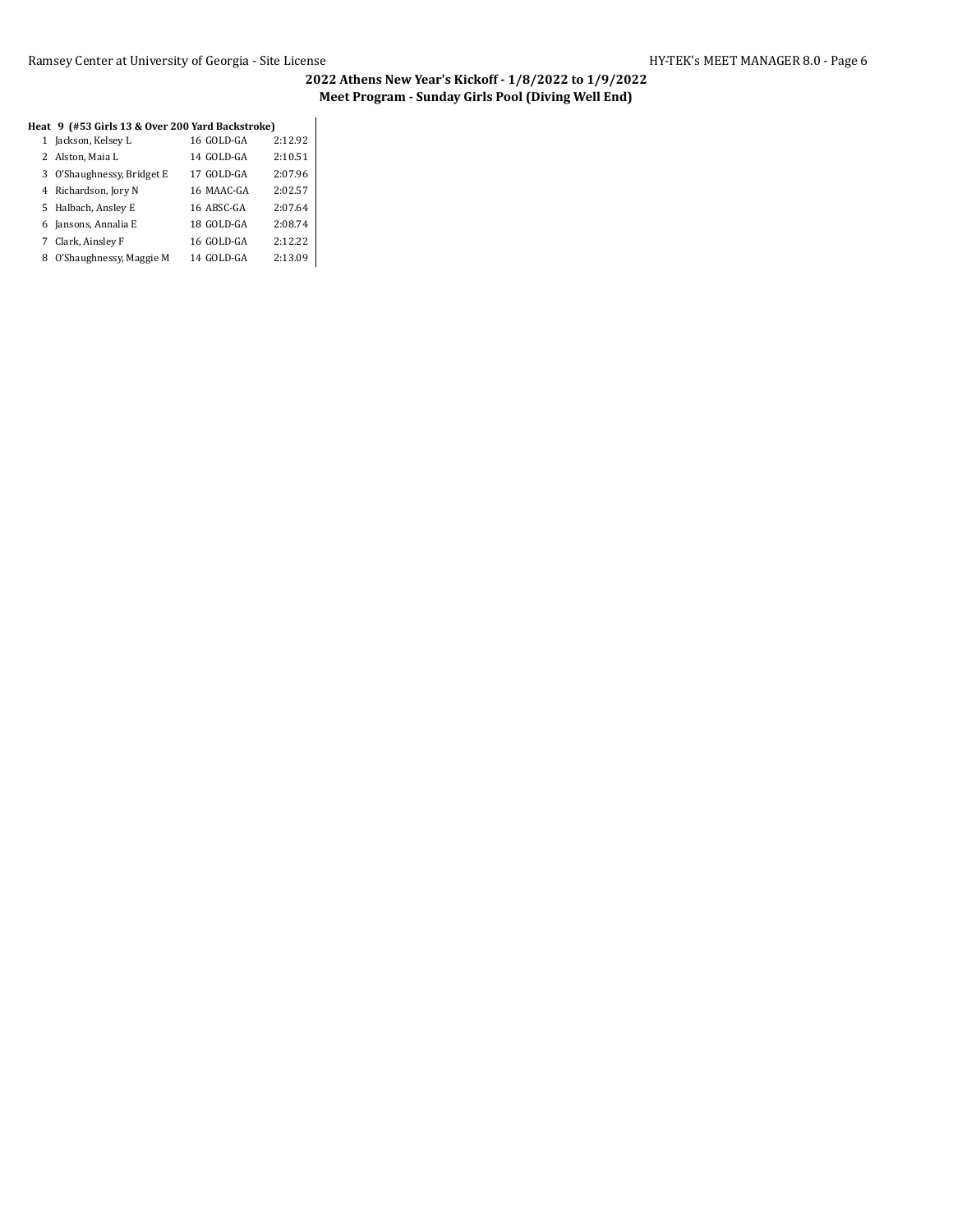## 2022 Athens New Year's Kickoff - 1/8/2022 to 1/9/2022
## Meet Program - Sunday Girls Pool (Diving Well End)

**Heat 9 (#53 Girls 13 & Over 200 Yard Backstroke)**

| | | | | |
|---|---|---|---|---|
| 1 | Jackson, Kelsey L | 16 | GOLD-GA | 2:12.92 |
| 2 | Alston, Maia L | 14 | GOLD-GA | 2:10.51 |
| 3 | O'Shaughnessy, Bridget E | 17 | GOLD-GA | 2:07.96 |
| 4 | Richardson, Jory N | 16 | MAAC-GA | 2:02.57 |
| 5 | Halbach, Ansley E | 16 | ABSC-GA | 2:07.64 |
| 6 | Jansons, Annalia E | 18 | GOLD-GA | 2:08.74 |
| 7 | Clark, Ainsley F | 16 | GOLD-GA | 2:12.22 |
| 8 | O'Shaughnessy, Maggie M | 14 | GOLD-GA | 2:13.09 |